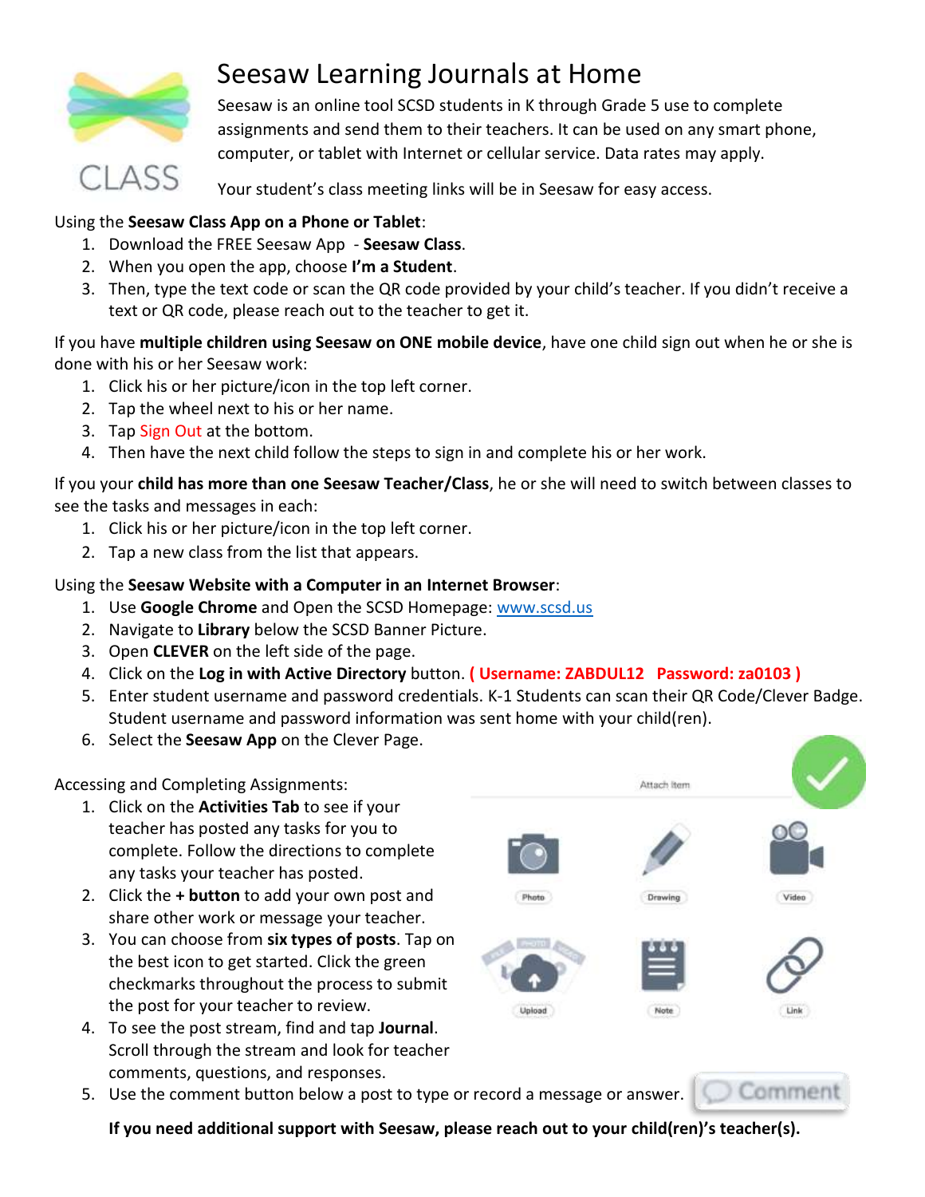# Seesaw Learning Journals at Home

Seesaw is an online tool SCSD students in K through Grade 5 use to complete assignments and send them to their teachers. It can be used on any smart phone, computer, or tablet with Internet or cellular service. Data rates may apply.

Your student's class meeting links will be in Seesaw for easy access.

Using the **Seesaw Class App on a Phone or Tablet**:

1. Download the FREE Seesaw App - **Seesaw Class**.
2. When you open the app, choose **I'm a Student**.
3. Then, type the text code or scan the QR code provided by your child's teacher. If you didn't receive a text or QR code, please reach out to the teacher to get it.

If you have **multiple children using Seesaw on ONE mobile device**, have one child sign out when he or she is done with his or her Seesaw work:

1. Click his or her picture/icon in the top left corner.
2. Tap the wheel next to his or her name.
3. Tap Sign Out at the bottom.
4. Then have the next child follow the steps to sign in and complete his or her work.

If you your **child has more than one Seesaw Teacher/Class**, he or she will need to switch between classes to see the tasks and messages in each:

1. Click his or her picture/icon in the top left corner.
2. Tap a new class from the list that appears.

Using the **Seesaw Website with a Computer in an Internet Browser**:

1. Use **Google Chrome** and Open the SCSD Homepage: www.scsd.us
2. Navigate to **Library** below the SCSD Banner Picture.
3. Open **CLEVER** on the left side of the page.
4. Click on the **Log in with Active Directory** button. **( Username: ZABDUL12 Password: za0103 )**
5. Enter student username and password credentials. K-1 Students can scan their QR Code/Clever Badge. Student username and password information was sent home with your child(ren).
6. Select the **Seesaw App** on the Clever Page.

Accessing and Completing Assignments:

1. Click on the **Activities Tab** to see if your teacher has posted any tasks for you to complete. Follow the directions to complete any tasks your teacher has posted.
2. Click the **+ button** to add your own post and share other work or message your teacher.
3. You can choose from **six types of posts**. Tap on the best icon to get started. Click the green checkmarks throughout the process to submit the post for your teacher to review.
4. To see the post stream, find and tap **Journal**. Scroll through the stream and look for teacher comments, questions, and responses.
5. Use the comment button below a post to type or record a message or answer.

**If you need additional support with Seesaw, please reach out to your child(ren)'s teacher(s).**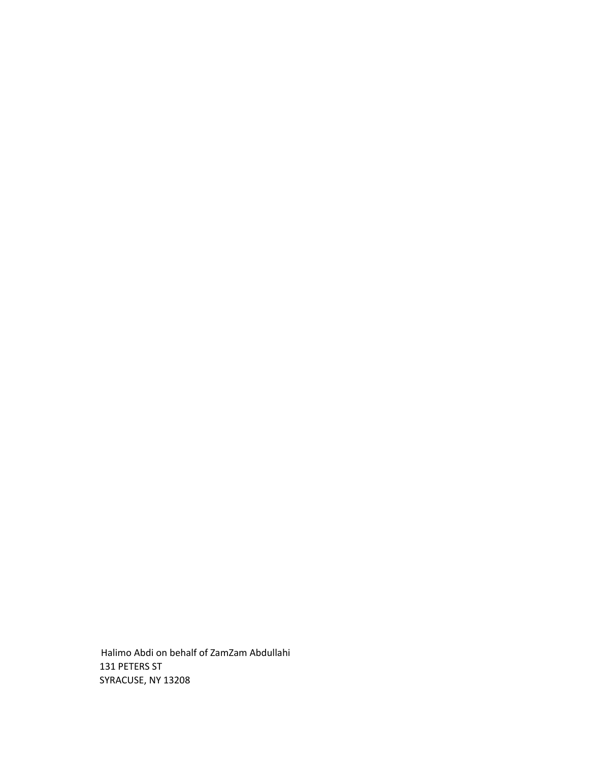Halimo Abdi on behalf of ZamZam Abdullahi
131 PETERS ST
SYRACUSE, NY 13208